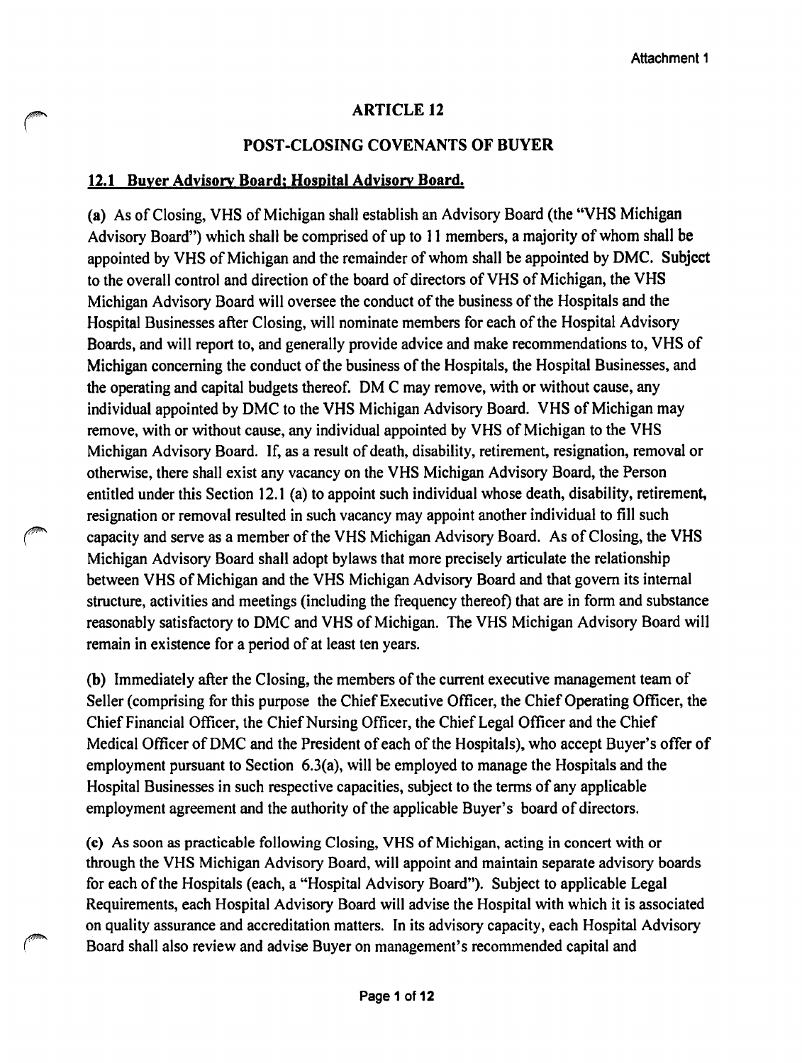Attachment 1

# ARTICLE 12

## POST-CLOSING COVENANTS OF BUYER

### 12.1 Buyer Advisory Board; Hospital Advisory Board.

**(a)** As of Closing, VHS of Michigan shall establish an Advisory Board (the "VHS Michigan Advisory Board") which shall be comprised of up to 11 members, a majority of whom shall be appointed by VHS of Michigan and the remainder of whom shall be appointed by DMC. Subject to the overall control and direction of the board of directors of VHS of Michigan, the VHS Michigan Advisory Board will oversee the conduct of the business of the Hospitals and the Hospital Businesses after Closing, will nominate members for each of the Hospital Advisory Boards, and will report to, and generally provide advice and make recommendations to, VHS of Michigan concerning the conduct of the business of the Hospitals, the Hospital Businesses, and the operating and capital budgets thereof. DM C may remove, with or without cause, any individual appointed by DMC to the VHS Michigan Advisory Board. VHS of Michigan may remove, with or without cause, any individual appointed by VHS of Michigan to the VHS Michigan Advisory Board. If, as a result of death, disability, retirement, resignation, removal or otherwise, there shall exist any vacancy on the VHS Michigan Advisory Board, the Person entitled under this Section 12.1 (a) to appoint such individual whose death, disability, retirement, resignation or removal resulted in such vacancy may appoint another individual to fill such capacity and serve as a member of the VHS Michigan Advisory Board. As of Closing, the VHS Michigan Advisory Board shall adopt bylaws that more precisely articulate the relationship between VHS of Michigan and the VHS Michigan Advisory Board and that govern its internal structure, activities and meetings (including the frequency thereof) that are in form and substance reasonably satisfactory to DMC and VHS of Michigan. The VHS Michigan Advisory Board will remain in existence for a period of at least ten years.

**(b)** Immediately after the Closing, the members of the current executive management team of Seller (comprising for this purpose the Chief Executive Officer, the Chief Operating Officer, the Chief Financial Officer, the Chief Nursing Officer, the Chief Legal Officer and the Chief Medical Officer of DMC and the President of each of the Hospitals), who accept Buyer's offer of employment pursuant to Section 6.3(a), will be employed to manage the Hospitals and the Hospital Businesses in such respective capacities, subject to the terms of any applicable employment agreement and the authority of the applicable Buyer's board of directors.

**(c)** As soon as practicable following Closing, VHS of Michigan, acting in concert with or through the VHS Michigan Advisory Board, will appoint and maintain separate advisory boards for each of the Hospitals (each, a "Hospital Advisory Board"). Subject to applicable Legal Requirements, each Hospital Advisory Board will advise the Hospital with which it is associated on quality assurance and accreditation matters. In its advisory capacity, each Hospital Advisory Board shall also review and advise Buyer on management's recommended capital and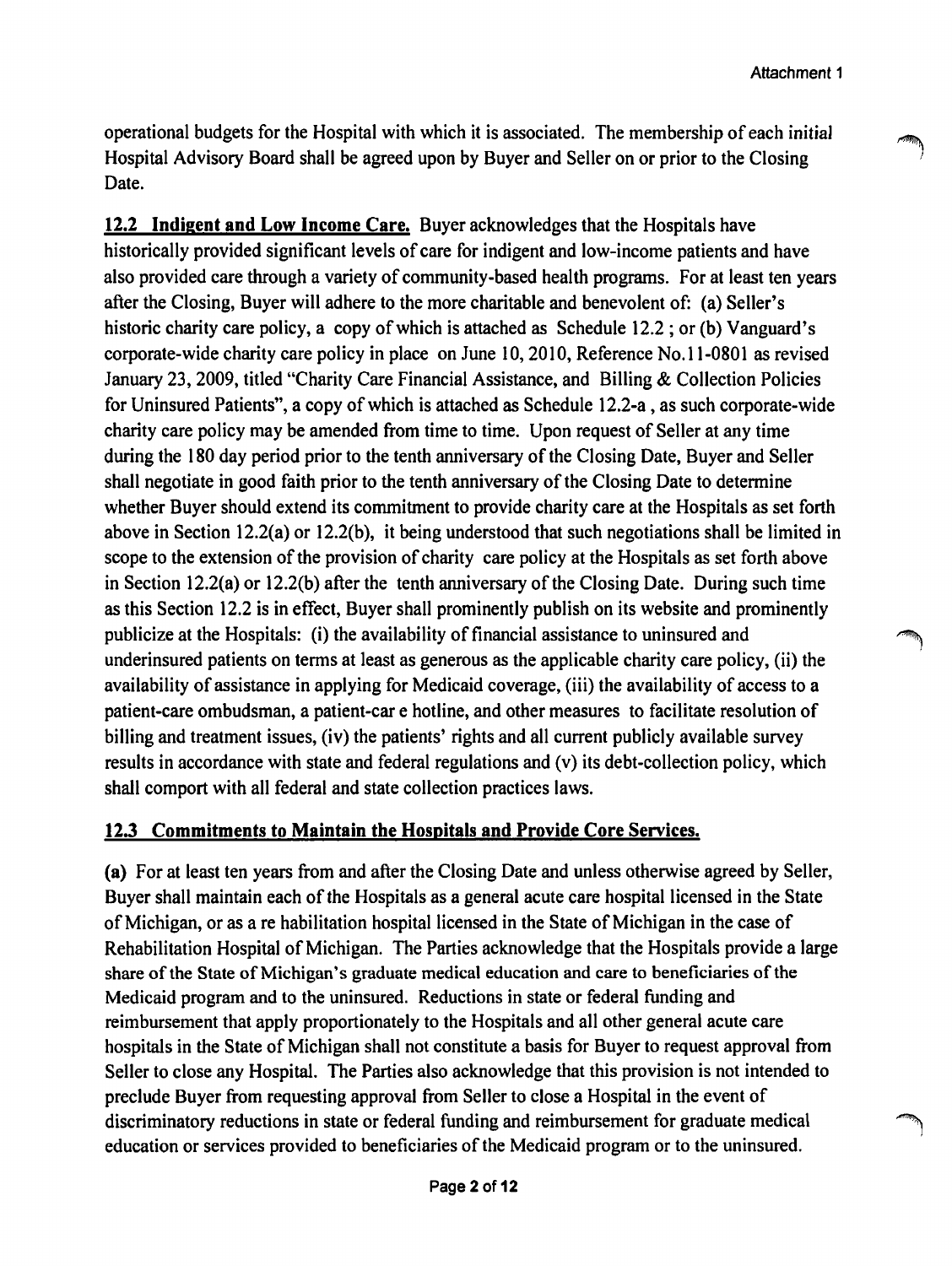operational budgets for the Hospital with which it is associated. The membership of each initial Hospital Advisory Board shall be agreed upon by Buyer and Seller on or prior to the Closing Date.

**12.2 Indigent and Low Income Care.** Buyer acknowledges that the Hospitals have historically provided significant levels of care for indigent and low-income patients and have also provided care through a variety of community-based health programs. For at least ten years after the Closing, Buyer will adhere to the more charitable and benevolent of: (a) Seller's historic charity care policy, a copy of which is attached as Schedule 12.2 ; or (b) Vanguard's corporate-wide charity care policy in place on June 10, 2010, Reference No.11-0801 as revised January 23, 2009, titled "Charity Care Financial Assistance, and Billing & Collection Policies for Uninsured Patients", a copy of which is attached as Schedule 12.2-a , as such corporate-wide charity care policy may be amended from time to time. Upon request of Seller at any time during the 180 day period prior to the tenth anniversary of the Closing Date, Buyer and Seller shall negotiate in good faith prior to the tenth anniversary of the Closing Date to determine whether Buyer should extend its commitment to provide charity care at the Hospitals as set forth above in Section 12.2(a) or 12.2(b), it being understood that such negotiations shall be limited in scope to the extension of the provision of charity care policy at the Hospitals as set forth above in Section 12.2(a) or 12.2(b) after the tenth anniversary of the Closing Date. During such time as this Section 12.2 is in effect, Buyer shall prominently publish on its website and prominently publicize at the Hospitals: (i) the availability of financial assistance to uninsured and underinsured patients on terms at least as generous as the applicable charity care policy, (ii) the availability of assistance in applying for Medicaid coverage, (iii) the availability of access to a patient-care ombudsman, a patient-car e hotline, and other measures to facilitate resolution of billing and treatment issues, (iv) the patients' rights and all current publicly available survey results in accordance with state and federal regulations and (v) its debt-collection policy, which shall comport with all federal and state collection practices laws.

**12.3 Commitments to Maintain the Hospitals and Provide Core Services.**

**(a)** For at least ten years from and after the Closing Date and unless otherwise agreed by Seller, Buyer shall maintain each of the Hospitals as a general acute care hospital licensed in the State of Michigan, or as a re habilitation hospital licensed in the State of Michigan in the case of Rehabilitation Hospital of Michigan. The Parties acknowledge that the Hospitals provide a large share of the State of Michigan's graduate medical education and care to beneficiaries of the Medicaid program and to the uninsured. Reductions in state or federal funding and reimbursement that apply proportionately to the Hospitals and all other general acute care hospitals in the State of Michigan shall not constitute a basis for Buyer to request approval from Seller to close any Hospital. The Parties also acknowledge that this provision is not intended to preclude Buyer from requesting approval from Seller to close a Hospital in the event of discriminatory reductions in state or federal funding and reimbursement for graduate medical education or services provided to beneficiaries of the Medicaid program or to the uninsured.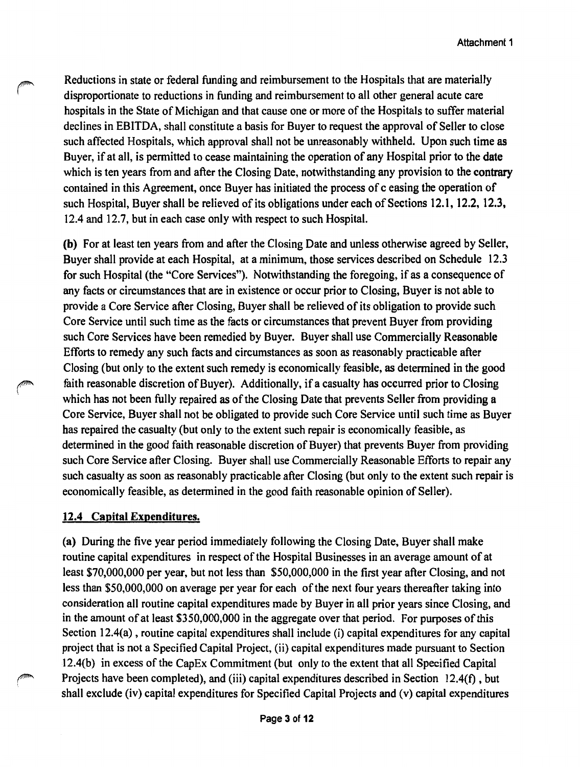Reductions in state or federal funding and reimbursement to the Hospitals that are materially disproportionate to reductions in funding and reimbursement to all other general acute care hospitals in the State of Michigan and that cause one or more of the Hospitals to suffer material declines in EBITDA, shall constitute a basis for Buyer to request the approval of Seller to close such affected Hospitals, which approval shall not be unreasonably withheld. Upon such time as Buyer, if at all, is permitted to cease maintaining the operation of any Hospital prior to the date which is ten years from and after the Closing Date, notwithstanding any provision to the contrary contained in this Agreement, once Buyer has initiated the process of c easing the operation of such Hospital, Buyer shall be relieved of its obligations under each of Sections 12.1, 12.2, 12.3, 12.4 and 12.7, but in each case only with respect to such Hospital.

**(b)** For at least ten years from and after the Closing Date and unless otherwise agreed by Seller, Buyer shall provide at each Hospital, at a minimum, those services described on Schedule 12.3 for such Hospital (the "Core Services"). Notwithstanding the foregoing, if as a consequence of any facts or circumstances that are in existence or occur prior to Closing, Buyer is not able to provide a Core Service after Closing, Buyer shall be relieved of its obligation to provide such Core Service until such time as the facts or circumstances that prevent Buyer from providing such Core Services have been remedied by Buyer. Buyer shall use Commercially Reasonable Efforts to remedy any such facts and circumstances as soon as reasonably practicable after Closing (but only to the extent such remedy is economically feasible, as determined in the good faith reasonable discretion of Buyer). Additionally, if a casualty has occurred prior to Closing which has not been fully repaired as of the Closing Date that prevents Seller from providing a Core Service, Buyer shall not be obligated to provide such Core Service until such time as Buyer has repaired the casualty (but only to the extent such repair is economically feasible, as determined in the good faith reasonable discretion of Buyer) that prevents Buyer from providing such Core Service after Closing. Buyer shall use Commercially Reasonable Efforts to repair any such casualty as soon as reasonably practicable after Closing (but only to the extent such repair is economically feasible, as determined in the good faith reasonable opinion of Seller).

## 12.4 Capital Expenditures.

**(a)** During the five year period immediately following the Closing Date, Buyer shall make routine capital expenditures in respect of the Hospital Businesses in an average amount of at least $70,000,000 per year, but not less than $50,000,000 in the first year after Closing, and not less than $50,000,000 on average per year for each of the next four years thereafter taking into consideration all routine capital expenditures made by Buyer in all prior years since Closing, and in the amount of at least $350,000,000 in the aggregate over that period. For purposes of this Section 12.4(a) , routine capital expenditures shall include (i) capital expenditures for any capital project that is not a Specified Capital Project, (ii) capital expenditures made pursuant to Section 12.4(b) in excess of the CapEx Commitment (but only to the extent that all Specified Capital Projects have been completed), and (iii) capital expenditures described in Section 12.4(f) , but shall exclude (iv) capital expenditures for Specified Capital Projects and (v) capital expenditures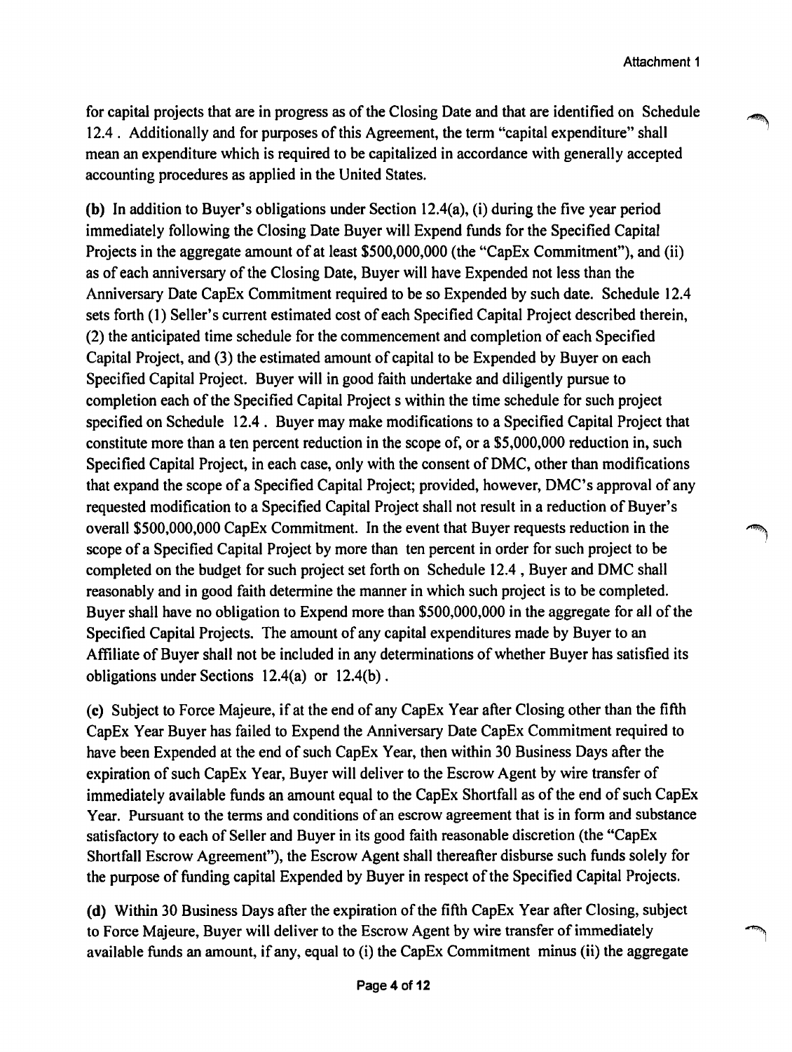for capital projects that are in progress as of the Closing Date and that are identified on Schedule 12.4 . Additionally and for purposes of this Agreement, the term "capital expenditure" shall mean an expenditure which is required to be capitalized in accordance with generally accepted accounting procedures as applied in the United States.

**(b)** In addition to Buyer's obligations under Section 12.4(a), (i) during the five year period immediately following the Closing Date Buyer will Expend funds for the Specified Capital Projects in the aggregate amount of at least \$500,000,000 (the "CapEx Commitment"), and (ii) as of each anniversary of the Closing Date, Buyer will have Expended not less than the Anniversary Date CapEx Commitment required to be so Expended by such date. Schedule 12.4 sets forth (1) Seller's current estimated cost of each Specified Capital Project described therein, (2) the anticipated time schedule for the commencement and completion of each Specified Capital Project, and (3) the estimated amount of capital to be Expended by Buyer on each Specified Capital Project. Buyer will in good faith undertake and diligently pursue to completion each of the Specified Capital Project s within the time schedule for such project specified on Schedule 12.4 . Buyer may make modifications to a Specified Capital Project that constitute more than a ten percent reduction in the scope of, or a \$5,000,000 reduction in, such Specified Capital Project, in each case, only with the consent of DMC, other than modifications that expand the scope of a Specified Capital Project; provided, however, DMC's approval of any requested modification to a Specified Capital Project shall not result in a reduction of Buyer's overall \$500,000,000 CapEx Commitment. In the event that Buyer requests reduction in the scope of a Specified Capital Project by more than ten percent in order for such project to be completed on the budget for such project set forth on Schedule 12.4 , Buyer and DMC shall reasonably and in good faith determine the manner in which such project is to be completed. Buyer shall have no obligation to Expend more than \$500,000,000 in the aggregate for all of the Specified Capital Projects. The amount of any capital expenditures made by Buyer to an Affiliate of Buyer shall not be included in any determinations of whether Buyer has satisfied its obligations under Sections 12.4(a) or 12.4(b) .

**(c)** Subject to Force Majeure, if at the end of any CapEx Year after Closing other than the fifth CapEx Year Buyer has failed to Expend the Anniversary Date CapEx Commitment required to have been Expended at the end of such CapEx Year, then within 30 Business Days after the expiration of such CapEx Year, Buyer will deliver to the Escrow Agent by wire transfer of immediately available funds an amount equal to the CapEx Shortfall as of the end of such CapEx Year. Pursuant to the terms and conditions of an escrow agreement that is in form and substance satisfactory to each of Seller and Buyer in its good faith reasonable discretion (the "CapEx Shortfall Escrow Agreement"), the Escrow Agent shall thereafter disburse such funds solely for the purpose of funding capital Expended by Buyer in respect of the Specified Capital Projects.

**(d)** Within 30 Business Days after the expiration of the fifth CapEx Year after Closing, subject to Force Majeure, Buyer will deliver to the Escrow Agent by wire transfer of immediately available funds an amount, if any, equal to (i) the CapEx Commitment minus (ii) the aggregate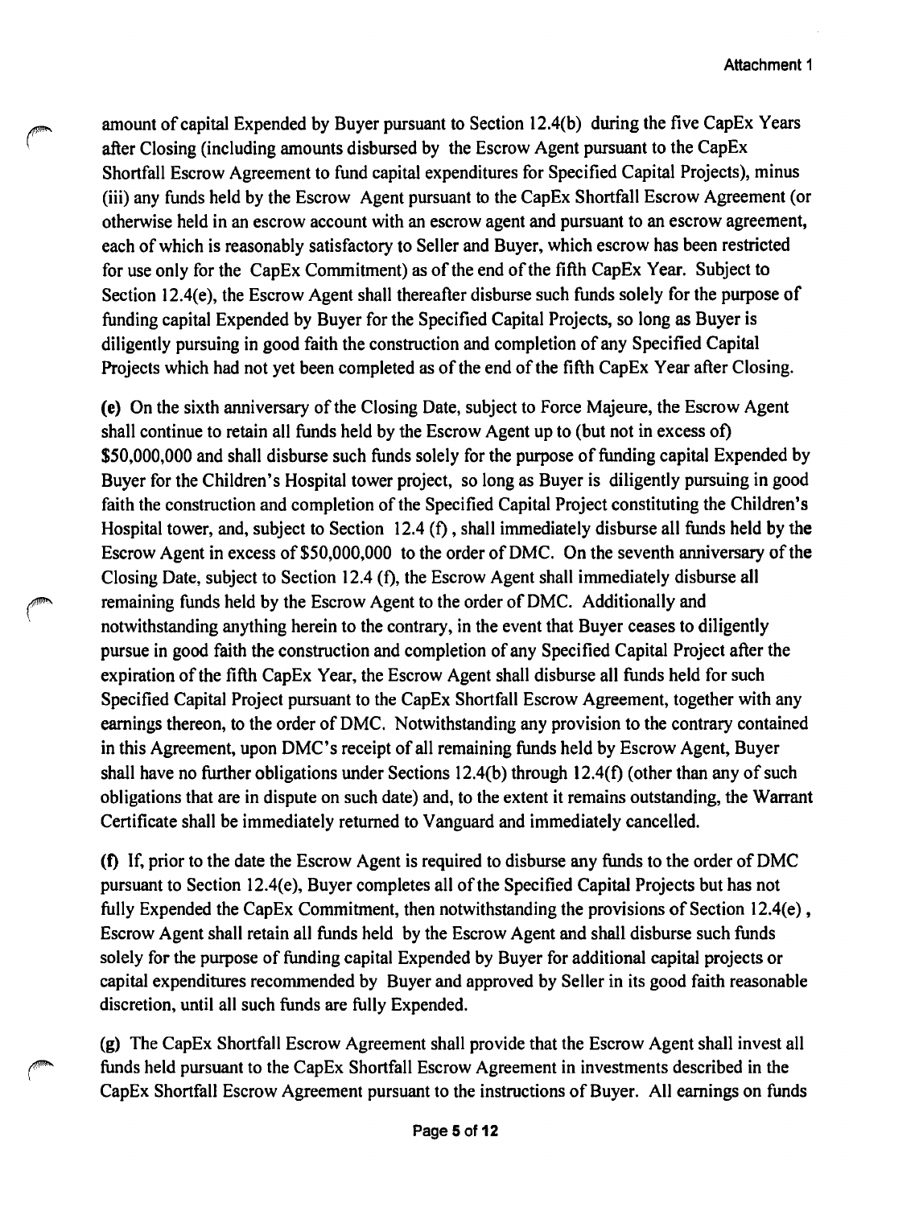amount of capital Expended by Buyer pursuant to Section 12.4(b) during the five CapEx Years after Closing (including amounts disbursed by the Escrow Agent pursuant to the CapEx Shortfall Escrow Agreement to fund capital expenditures for Specified Capital Projects), minus (iii) any funds held by the Escrow Agent pursuant to the CapEx Shortfall Escrow Agreement (or otherwise held in an escrow account with an escrow agent and pursuant to an escrow agreement, each of which is reasonably satisfactory to Seller and Buyer, which escrow has been restricted for use only for the CapEx Commitment) as of the end of the fifth CapEx Year. Subject to Section 12.4(e), the Escrow Agent shall thereafter disburse such funds solely for the purpose of funding capital Expended by Buyer for the Specified Capital Projects, so long as Buyer is diligently pursuing in good faith the construction and completion of any Specified Capital Projects which had not yet been completed as of the end of the fifth CapEx Year after Closing.

**(e)** On the sixth anniversary of the Closing Date, subject to Force Majeure, the Escrow Agent shall continue to retain all funds held by the Escrow Agent up to (but not in excess of) $50,000,000 and shall disburse such funds solely for the purpose of funding capital Expended by Buyer for the Children's Hospital tower project, so long as Buyer is diligently pursuing in good faith the construction and completion of the Specified Capital Project constituting the Children's Hospital tower, and, subject to Section 12.4 (f), shall immediately disburse all funds held by the Escrow Agent in excess of $50,000,000 to the order of DMC. On the seventh anniversary of the Closing Date, subject to Section 12.4 (f), the Escrow Agent shall immediately disburse all remaining funds held by the Escrow Agent to the order of DMC. Additionally and notwithstanding anything herein to the contrary, in the event that Buyer ceases to diligently pursue in good faith the construction and completion of any Specified Capital Project after the expiration of the fifth CapEx Year, the Escrow Agent shall disburse all funds held for such Specified Capital Project pursuant to the CapEx Shortfall Escrow Agreement, together with any earnings thereon, to the order of DMC. Notwithstanding any provision to the contrary contained in this Agreement, upon DMC's receipt of all remaining funds held by Escrow Agent, Buyer shall have no further obligations under Sections 12.4(b) through 12.4(f) (other than any of such obligations that are in dispute on such date) and, to the extent it remains outstanding, the Warrant Certificate shall be immediately returned to Vanguard and immediately cancelled.

**(f)** If, prior to the date the Escrow Agent is required to disburse any funds to the order of DMC pursuant to Section 12.4(e), Buyer completes all of the Specified Capital Projects but has not fully Expended the CapEx Commitment, then notwithstanding the provisions of Section 12.4(e), Escrow Agent shall retain all funds held by the Escrow Agent and shall disburse such funds solely for the purpose of funding capital Expended by Buyer for additional capital projects or capital expenditures recommended by Buyer and approved by Seller in its good faith reasonable discretion, until all such funds are fully Expended.

**(g)** The CapEx Shortfall Escrow Agreement shall provide that the Escrow Agent shall invest all funds held pursuant to the CapEx Shortfall Escrow Agreement in investments described in the CapEx Shortfall Escrow Agreement pursuant to the instructions of Buyer. All earnings on funds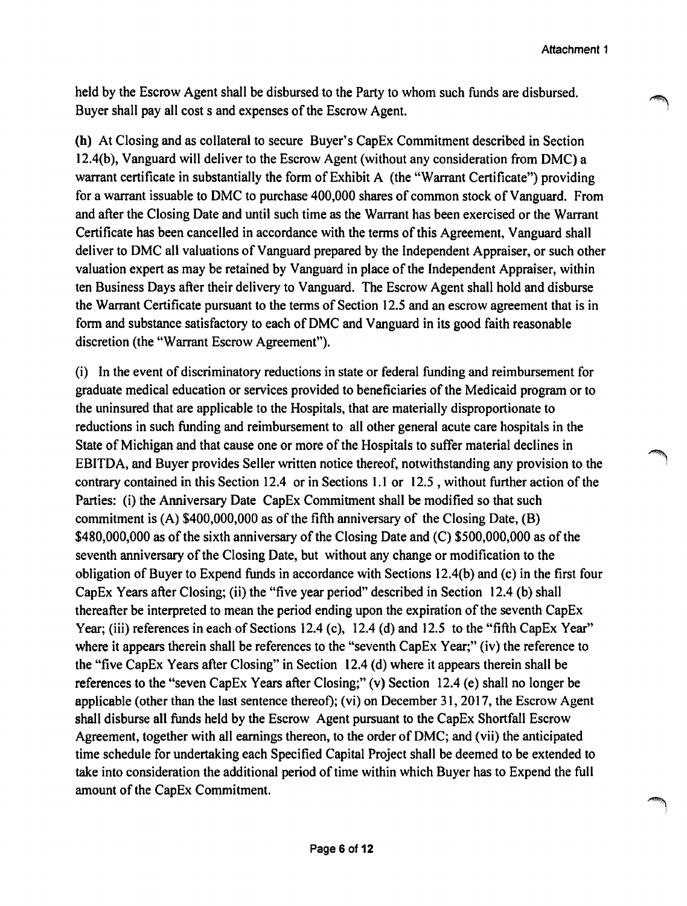held by the Escrow Agent shall be disbursed to the Party to whom such funds are disbursed. Buyer shall pay all cost s and expenses of the Escrow Agent.

**(h)** At Closing and as collateral to secure Buyer's CapEx Commitment described in Section 12.4(b), Vanguard will deliver to the Escrow Agent (without any consideration from DMC) a warrant certificate in substantially the form of Exhibit A (the "Warrant Certificate") providing for a warrant issuable to DMC to purchase 400,000 shares of common stock of Vanguard. From and after the Closing Date and until such time as the Warrant has been exercised or the Warrant Certificate has been cancelled in accordance with the terms of this Agreement, Vanguard shall deliver to DMC all valuations of Vanguard prepared by the Independent Appraiser, or such other valuation expert as may be retained by Vanguard in place of the Independent Appraiser, within ten Business Days after their delivery to Vanguard. The Escrow Agent shall hold and disburse the Warrant Certificate pursuant to the terms of Section 12.5 and an escrow agreement that is in form and substance satisfactory to each of DMC and Vanguard in its good faith reasonable discretion (the "Warrant Escrow Agreement").

(i) In the event of discriminatory reductions in state or federal funding and reimbursement for graduate medical education or services provided to beneficiaries of the Medicaid program or to the uninsured that are applicable to the Hospitals, that are materially disproportionate to reductions in such funding and reimbursement to all other general acute care hospitals in the State of Michigan and that cause one or more of the Hospitals to suffer material declines in EBITDA, and Buyer provides Seller written notice thereof, notwithstanding any provision to the contrary contained in this Section 12.4 or in Sections 1.1 or 12.5 , without further action of the Parties: (i) the Anniversary Date CapEx Commitment shall be modified so that such commitment is (A) $400,000,000 as of the fifth anniversary of the Closing Date, (B) $480,000,000 as of the sixth anniversary of the Closing Date and (C) $500,000,000 as of the seventh anniversary of the Closing Date, but without any change or modification to the obligation of Buyer to Expend funds in accordance with Sections 12.4(b) and (c) in the first four CapEx Years after Closing; (ii) the "five year period" described in Section 12.4 (b) shall thereafter be interpreted to mean the period ending upon the expiration of the seventh CapEx Year; (iii) references in each of Sections 12.4 (c), 12.4 (d) and 12.5 to the "fifth CapEx Year" where it appears therein shall be references to the "seventh CapEx Year;" (iv) the reference to the "five CapEx Years after Closing" in Section 12.4 (d) where it appears therein shall be references to the "seven CapEx Years after Closing;" (v) Section 12.4 (e) shall no longer be applicable (other than the last sentence thereof); (vi) on December 31, 2017, the Escrow Agent shall disburse all funds held by the Escrow Agent pursuant to the CapEx Shortfall Escrow Agreement, together with all earnings thereon, to the order of DMC; and (vii) the anticipated time schedule for undertaking each Specified Capital Project shall be deemed to be extended to take into consideration the additional period of time within which Buyer has to Expend the full amount of the CapEx Commitment.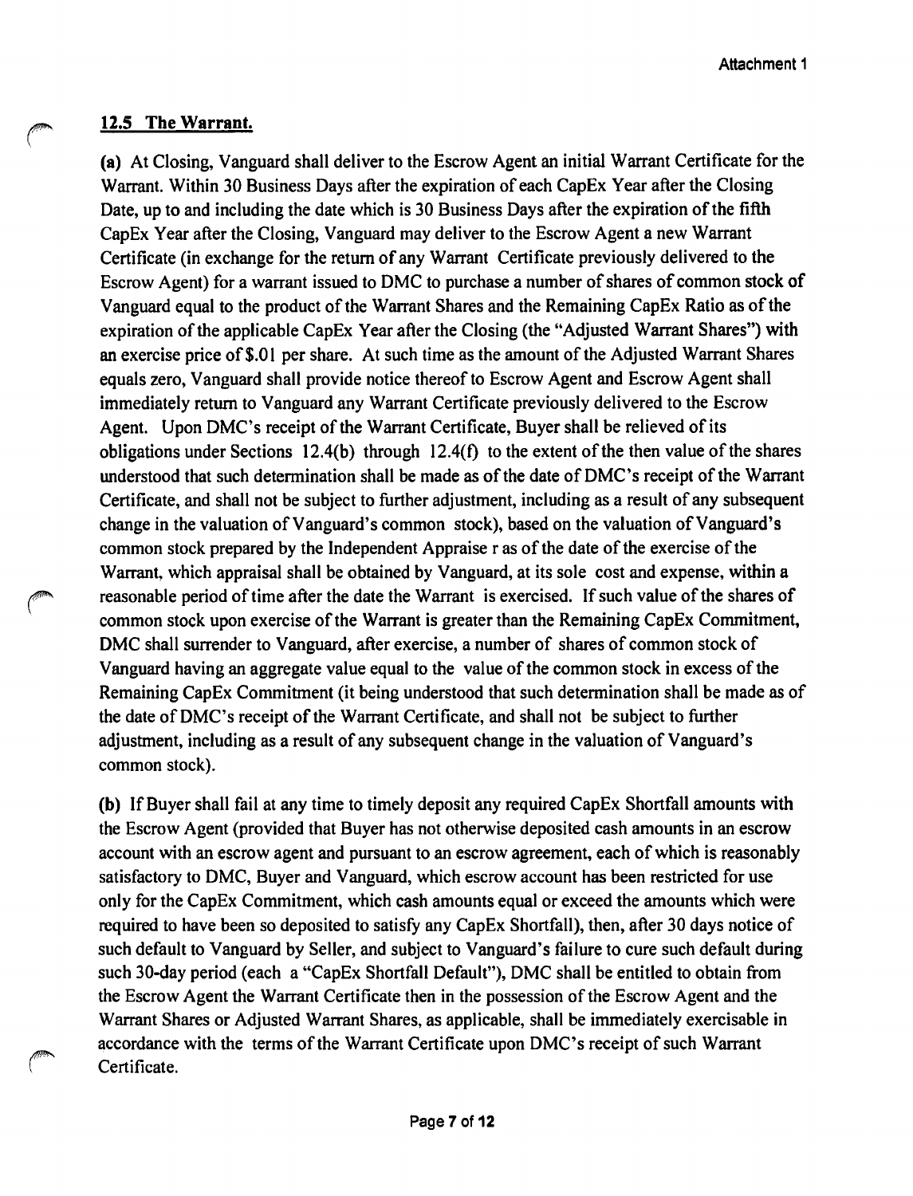## 12.5 The Warrant.

**(a)** At Closing, Vanguard shall deliver to the Escrow Agent an initial Warrant Certificate for the Warrant. Within 30 Business Days after the expiration of each CapEx Year after the Closing Date, up to and including the date which is 30 Business Days after the expiration of the fifth CapEx Year after the Closing, Vanguard may deliver to the Escrow Agent a new Warrant Certificate (in exchange for the return of any Warrant Certificate previously delivered to the Escrow Agent) for a warrant issued to DMC to purchase a number of shares of common stock of Vanguard equal to the product of the Warrant Shares and the Remaining CapEx Ratio as of the expiration of the applicable CapEx Year after the Closing (the "Adjusted Warrant Shares") with an exercise price of $.01 per share. At such time as the amount of the Adjusted Warrant Shares equals zero, Vanguard shall provide notice thereof to Escrow Agent and Escrow Agent shall immediately return to Vanguard any Warrant Certificate previously delivered to the Escrow Agent. Upon DMC's receipt of the Warrant Certificate, Buyer shall be relieved of its obligations under Sections 12.4(b) through 12.4(f) to the extent of the then value of the shares understood that such determination shall be made as of the date of DMC's receipt of the Warrant Certificate, and shall not be subject to further adjustment, including as a result of any subsequent change in the valuation of Vanguard's common stock), based on the valuation of Vanguard's common stock prepared by the Independent Appraise r as of the date of the exercise of the Warrant, which appraisal shall be obtained by Vanguard, at its sole cost and expense, within a reasonable period of time after the date the Warrant is exercised. If such value of the shares of common stock upon exercise of the Warrant is greater than the Remaining CapEx Commitment, DMC shall surrender to Vanguard, after exercise, a number of shares of common stock of Vanguard having an aggregate value equal to the value of the common stock in excess of the Remaining CapEx Commitment (it being understood that such determination shall be made as of the date of DMC's receipt of the Warrant Certificate, and shall not be subject to further adjustment, including as a result of any subsequent change in the valuation of Vanguard's common stock).

**(b)** If Buyer shall fail at any time to timely deposit any required CapEx Shortfall amounts with the Escrow Agent (provided that Buyer has not otherwise deposited cash amounts in an escrow account with an escrow agent and pursuant to an escrow agreement, each of which is reasonably satisfactory to DMC, Buyer and Vanguard, which escrow account has been restricted for use only for the CapEx Commitment, which cash amounts equal or exceed the amounts which were required to have been so deposited to satisfy any CapEx Shortfall), then, after 30 days notice of such default to Vanguard by Seller, and subject to Vanguard's failure to cure such default during such 30-day period (each a "CapEx Shortfall Default"), DMC shall be entitled to obtain from the Escrow Agent the Warrant Certificate then in the possession of the Escrow Agent and the Warrant Shares or Adjusted Warrant Shares, as applicable, shall be immediately exercisable in accordance with the terms of the Warrant Certificate upon DMC's receipt of such Warrant Certificate.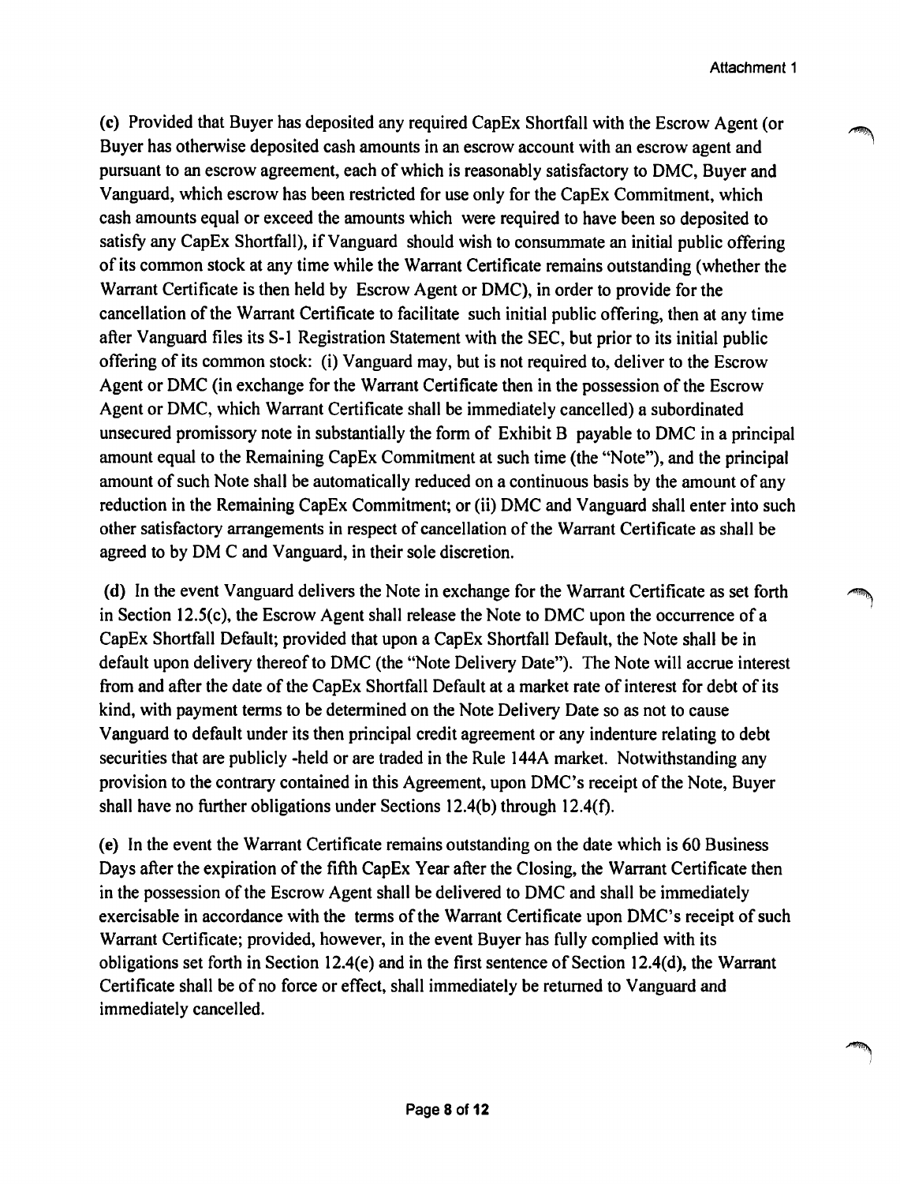(c) Provided that Buyer has deposited any required CapEx Shortfall with the Escrow Agent (or Buyer has otherwise deposited cash amounts in an escrow account with an escrow agent and pursuant to an escrow agreement, each of which is reasonably satisfactory to DMC, Buyer and Vanguard, which escrow has been restricted for use only for the CapEx Commitment, which cash amounts equal or exceed the amounts which were required to have been so deposited to satisfy any CapEx Shortfall), if Vanguard should wish to consummate an initial public offering of its common stock at any time while the Warrant Certificate remains outstanding (whether the Warrant Certificate is then held by Escrow Agent or DMC), in order to provide for the cancellation of the Warrant Certificate to facilitate such initial public offering, then at any time after Vanguard files its S-1 Registration Statement with the SEC, but prior to its initial public offering of its common stock: (i) Vanguard may, but is not required to, deliver to the Escrow Agent or DMC (in exchange for the Warrant Certificate then in the possession of the Escrow Agent or DMC, which Warrant Certificate shall be immediately cancelled) a subordinated unsecured promissory note in substantially the form of Exhibit B payable to DMC in a principal amount equal to the Remaining CapEx Commitment at such time (the "Note"), and the principal amount of such Note shall be automatically reduced on a continuous basis by the amount of any reduction in the Remaining CapEx Commitment; or (ii) DMC and Vanguard shall enter into such other satisfactory arrangements in respect of cancellation of the Warrant Certificate as shall be agreed to by DM C and Vanguard, in their sole discretion.

(d) In the event Vanguard delivers the Note in exchange for the Warrant Certificate as set forth in Section 12.5(c), the Escrow Agent shall release the Note to DMC upon the occurrence of a CapEx Shortfall Default; provided that upon a CapEx Shortfall Default, the Note shall be in default upon delivery thereof to DMC (the "Note Delivery Date"). The Note will accrue interest from and after the date of the CapEx Shortfall Default at a market rate of interest for debt of its kind, with payment terms to be determined on the Note Delivery Date so as not to cause Vanguard to default under its then principal credit agreement or any indenture relating to debt securities that are publicly -held or are traded in the Rule 144A market. Notwithstanding any provision to the contrary contained in this Agreement, upon DMC's receipt of the Note, Buyer shall have no further obligations under Sections 12.4(b) through 12.4(f).

(e) In the event the Warrant Certificate remains outstanding on the date which is 60 Business Days after the expiration of the fifth CapEx Year after the Closing, the Warrant Certificate then in the possession of the Escrow Agent shall be delivered to DMC and shall be immediately exercisable in accordance with the terms of the Warrant Certificate upon DMC's receipt of such Warrant Certificate; provided, however, in the event Buyer has fully complied with its obligations set forth in Section 12.4(e) and in the first sentence of Section 12.4(d), the Warrant Certificate shall be of no force or effect, shall immediately be returned to Vanguard and immediately cancelled.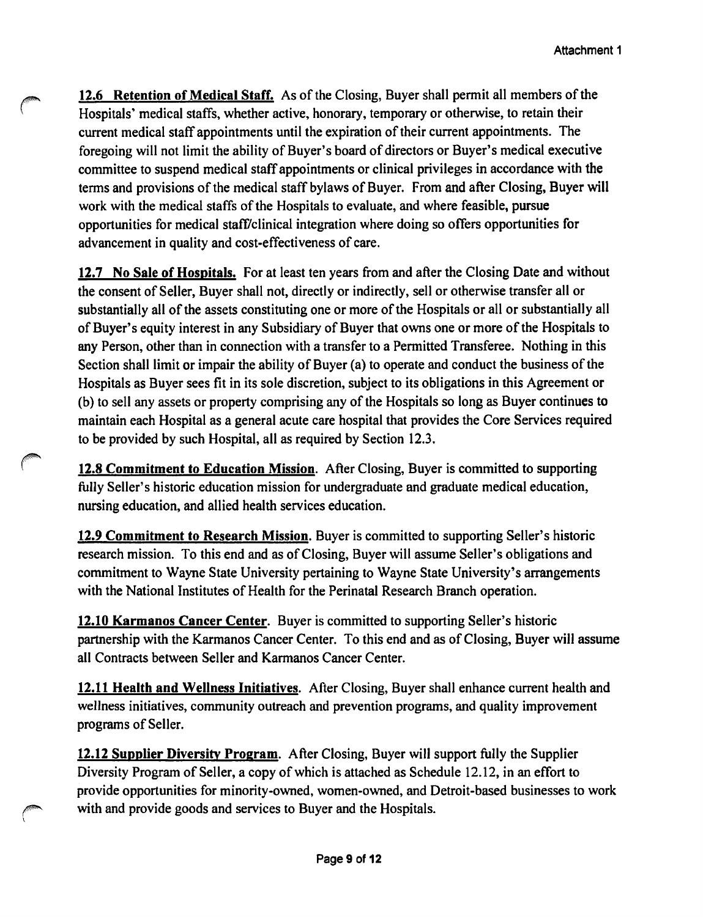**12.6 Retention of Medical Staff.** As of the Closing, Buyer shall permit all members of the Hospitals' medical staffs, whether active, honorary, temporary or otherwise, to retain their current medical staff appointments until the expiration of their current appointments. The foregoing will not limit the ability of Buyer's board of directors or Buyer's medical executive committee to suspend medical staff appointments or clinical privileges in accordance with the terms and provisions of the medical staff bylaws of Buyer. From and after Closing, Buyer will work with the medical staffs of the Hospitals to evaluate, and where feasible, pursue opportunities for medical staff/clinical integration where doing so offers opportunities for advancement in quality and cost-effectiveness of care.

**12.7 No Sale of Hospitals.** For at least ten years from and after the Closing Date and without the consent of Seller, Buyer shall not, directly or indirectly, sell or otherwise transfer all or substantially all of the assets constituting one or more of the Hospitals or all or substantially all of Buyer's equity interest in any Subsidiary of Buyer that owns one or more of the Hospitals to any Person, other than in connection with a transfer to a Permitted Transferee. Nothing in this Section shall limit or impair the ability of Buyer (a) to operate and conduct the business of the Hospitals as Buyer sees fit in its sole discretion, subject to its obligations in this Agreement or (b) to sell any assets or property comprising any of the Hospitals so long as Buyer continues to maintain each Hospital as a general acute care hospital that provides the Core Services required to be provided by such Hospital, all as required by Section 12.3.

**12.8 Commitment to Education Mission**. After Closing, Buyer is committed to supporting fully Seller's historic education mission for undergraduate and graduate medical education, nursing education, and allied health services education.

**12.9 Commitment to Research Mission**. Buyer is committed to supporting Seller's historic research mission. To this end and as of Closing, Buyer will assume Seller's obligations and commitment to Wayne State University pertaining to Wayne State University's arrangements with the National Institutes of Health for the Perinatal Research Branch operation.

**12.10 Karmanos Cancer Center**. Buyer is committed to supporting Seller's historic partnership with the Karmanos Cancer Center. To this end and as of Closing, Buyer will assume all Contracts between Seller and Karmanos Cancer Center.

**12.11 Health and Wellness Initiatives**. After Closing, Buyer shall enhance current health and wellness initiatives, community outreach and prevention programs, and quality improvement programs of Seller.

**12.12 Supplier Diversity Program**. After Closing, Buyer will support fully the Supplier Diversity Program of Seller, a copy of which is attached as Schedule 12.12, in an effort to provide opportunities for minority-owned, women-owned, and Detroit-based businesses to work with and provide goods and services to Buyer and the Hospitals.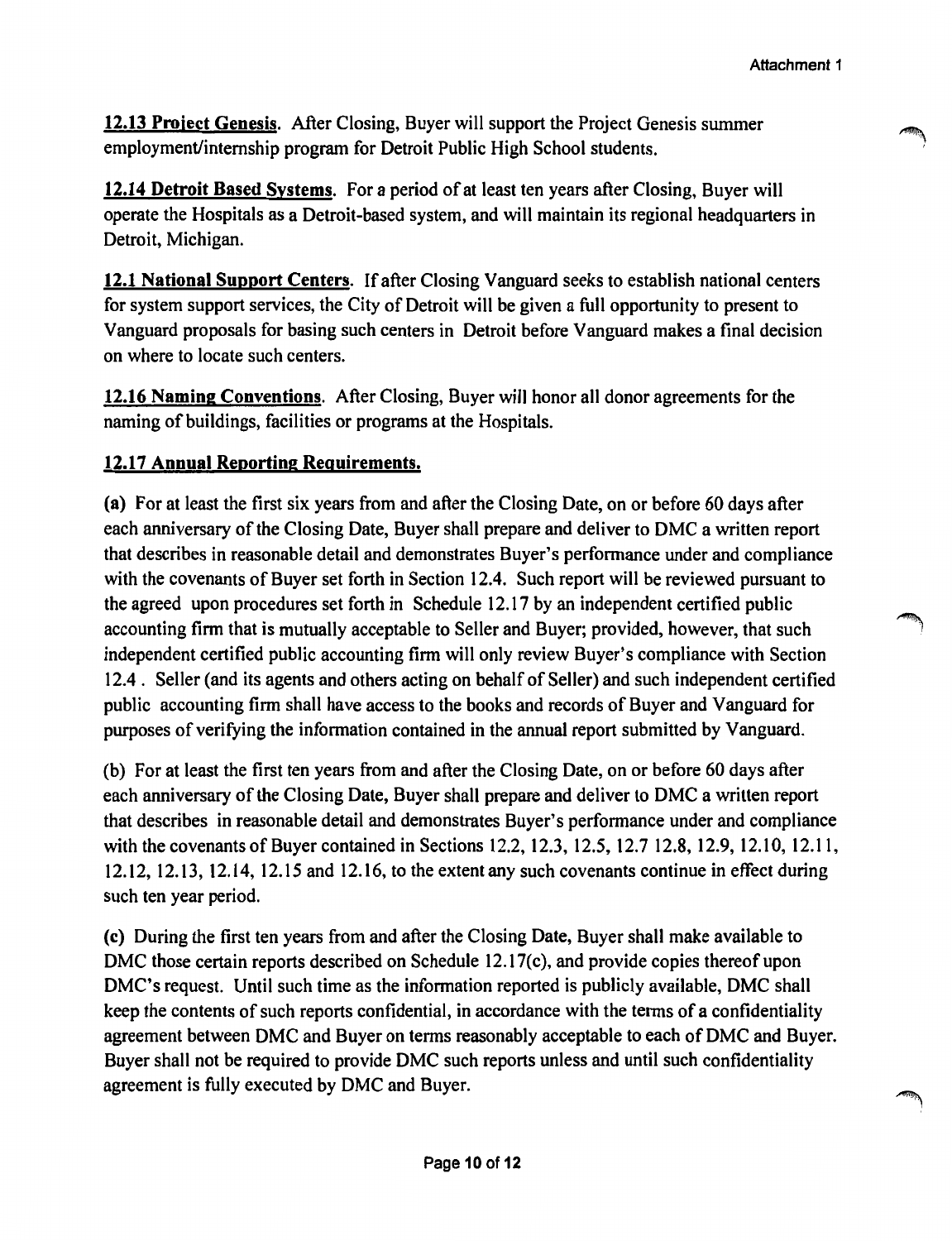**12.13 Project Genesis**. After Closing, Buyer will support the Project Genesis summer employment/internship program for Detroit Public High School students.

**12.14 Detroit Based Systems**. For a period of at least ten years after Closing, Buyer will operate the Hospitals as a Detroit-based system, and will maintain its regional headquarters in Detroit, Michigan.

**12.1 National Support Centers**. If after Closing Vanguard seeks to establish national centers for system support services, the City of Detroit will be given a full opportunity to present to Vanguard proposals for basing such centers in Detroit before Vanguard makes a final decision on where to locate such centers.

**12.16 Naming Conventions**. After Closing, Buyer will honor all donor agreements for the naming of buildings, facilities or programs at the Hospitals.

**12.17 Annual Reporting Requirements.**

**(a)** For at least the first six years from and after the Closing Date, on or before 60 days after each anniversary of the Closing Date, Buyer shall prepare and deliver to DMC a written report that describes in reasonable detail and demonstrates Buyer's performance under and compliance with the covenants of Buyer set forth in Section 12.4. Such report will be reviewed pursuant to the agreed upon procedures set forth in Schedule 12.17 by an independent certified public accounting firm that is mutually acceptable to Seller and Buyer; provided, however, that such independent certified public accounting firm will only review Buyer's compliance with Section 12.4 . Seller (and its agents and others acting on behalf of Seller) and such independent certified public accounting firm shall have access to the books and records of Buyer and Vanguard for purposes of verifying the information contained in the annual report submitted by Vanguard.

(b) For at least the first ten years from and after the Closing Date, on or before 60 days after each anniversary of the Closing Date, Buyer shall prepare and deliver to DMC a written report that describes in reasonable detail and demonstrates Buyer's performance under and compliance with the covenants of Buyer contained in Sections 12.2, 12.3, 12.5, 12.7 12.8, 12.9, 12.10, 12.11, 12.12, 12.13, 12.14, 12.15 and 12.16, to the extent any such covenants continue in effect during such ten year period.

(c) During the first ten years from and after the Closing Date, Buyer shall make available to DMC those certain reports described on Schedule 12.17(c), and provide copies thereof upon DMC's request. Until such time as the information reported is publicly available, DMC shall keep the contents of such reports confidential, in accordance with the terms of a confidentiality agreement between DMC and Buyer on terms reasonably acceptable to each of DMC and Buyer. Buyer shall not be required to provide DMC such reports unless and until such confidentiality agreement is fully executed by DMC and Buyer.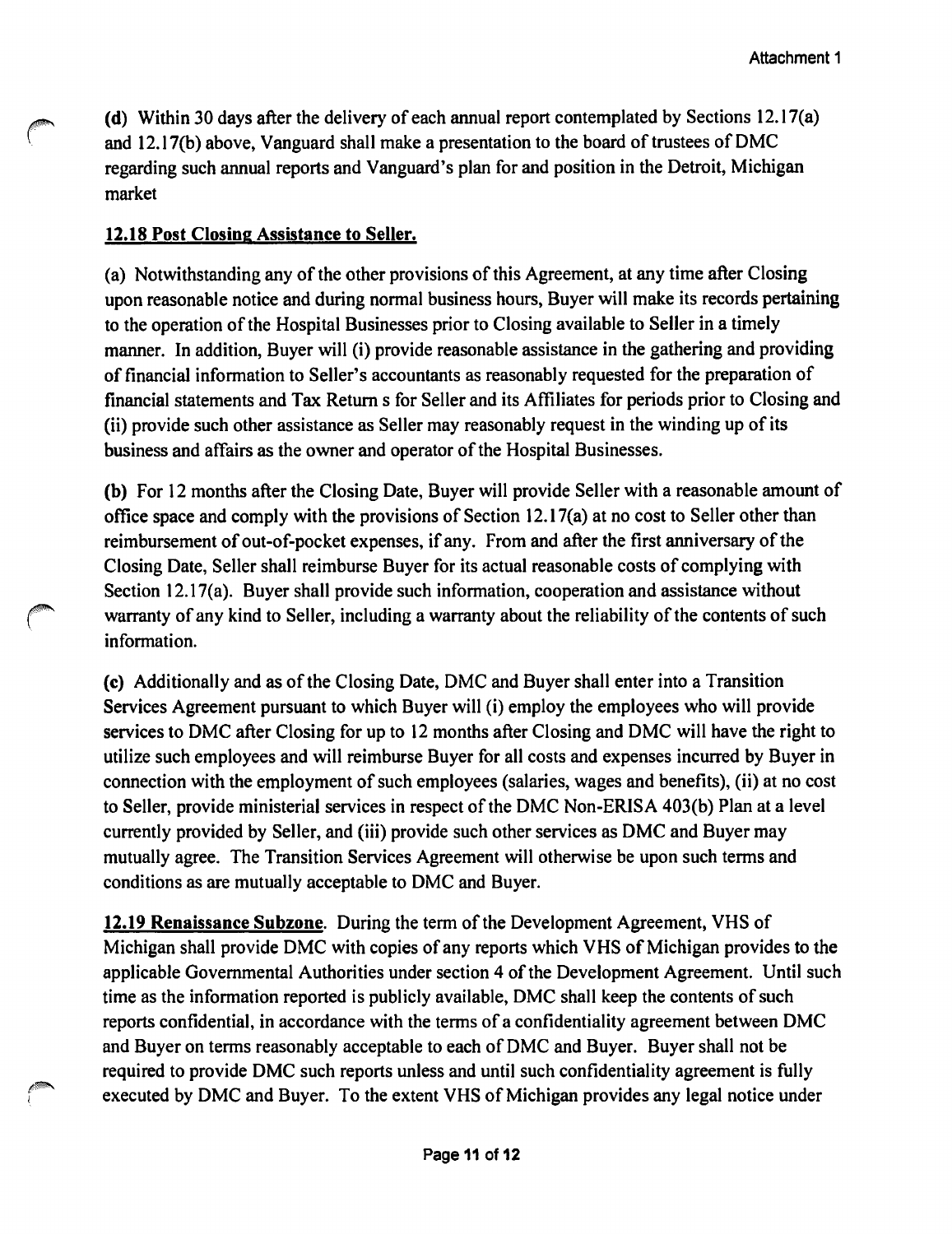**(d)** Within 30 days after the delivery of each annual report contemplated by Sections 12.17(a) and 12.17(b) above, Vanguard shall make a presentation to the board of trustees of DMC regarding such annual reports and Vanguard's plan for and position in the Detroit, Michigan market

**12.18 Post Closing Assistance to Seller.**

(a) Notwithstanding any of the other provisions of this Agreement, at any time after Closing upon reasonable notice and during normal business hours, Buyer will make its records pertaining to the operation of the Hospital Businesses prior to Closing available to Seller in a timely manner. In addition, Buyer will (i) provide reasonable assistance in the gathering and providing of financial information to Seller's accountants as reasonably requested for the preparation of financial statements and Tax Return s for Seller and its Affiliates for periods prior to Closing and (ii) provide such other assistance as Seller may reasonably request in the winding up of its business and affairs as the owner and operator of the Hospital Businesses.

**(b)** For 12 months after the Closing Date, Buyer will provide Seller with a reasonable amount of office space and comply with the provisions of Section 12.17(a) at no cost to Seller other than reimbursement of out-of-pocket expenses, if any. From and after the first anniversary of the Closing Date, Seller shall reimburse Buyer for its actual reasonable costs of complying with Section 12.17(a). Buyer shall provide such information, cooperation and assistance without warranty of any kind to Seller, including a warranty about the reliability of the contents of such information.

**(c)** Additionally and as of the Closing Date, DMC and Buyer shall enter into a Transition Services Agreement pursuant to which Buyer will (i) employ the employees who will provide services to DMC after Closing for up to 12 months after Closing and DMC will have the right to utilize such employees and will reimburse Buyer for all costs and expenses incurred by Buyer in connection with the employment of such employees (salaries, wages and benefits), (ii) at no cost to Seller, provide ministerial services in respect of the DMC Non-ERISA 403(b) Plan at a level currently provided by Seller, and (iii) provide such other services as DMC and Buyer may mutually agree. The Transition Services Agreement will otherwise be upon such terms and conditions as are mutually acceptable to DMC and Buyer.

**12.19 Renaissance Subzone**. During the term of the Development Agreement, VHS of Michigan shall provide DMC with copies of any reports which VHS of Michigan provides to the applicable Governmental Authorities under section 4 of the Development Agreement. Until such time as the information reported is publicly available, DMC shall keep the contents of such reports confidential, in accordance with the terms of a confidentiality agreement between DMC and Buyer on terms reasonably acceptable to each of DMC and Buyer. Buyer shall not be required to provide DMC such reports unless and until such confidentiality agreement is fully executed by DMC and Buyer. To the extent VHS of Michigan provides any legal notice under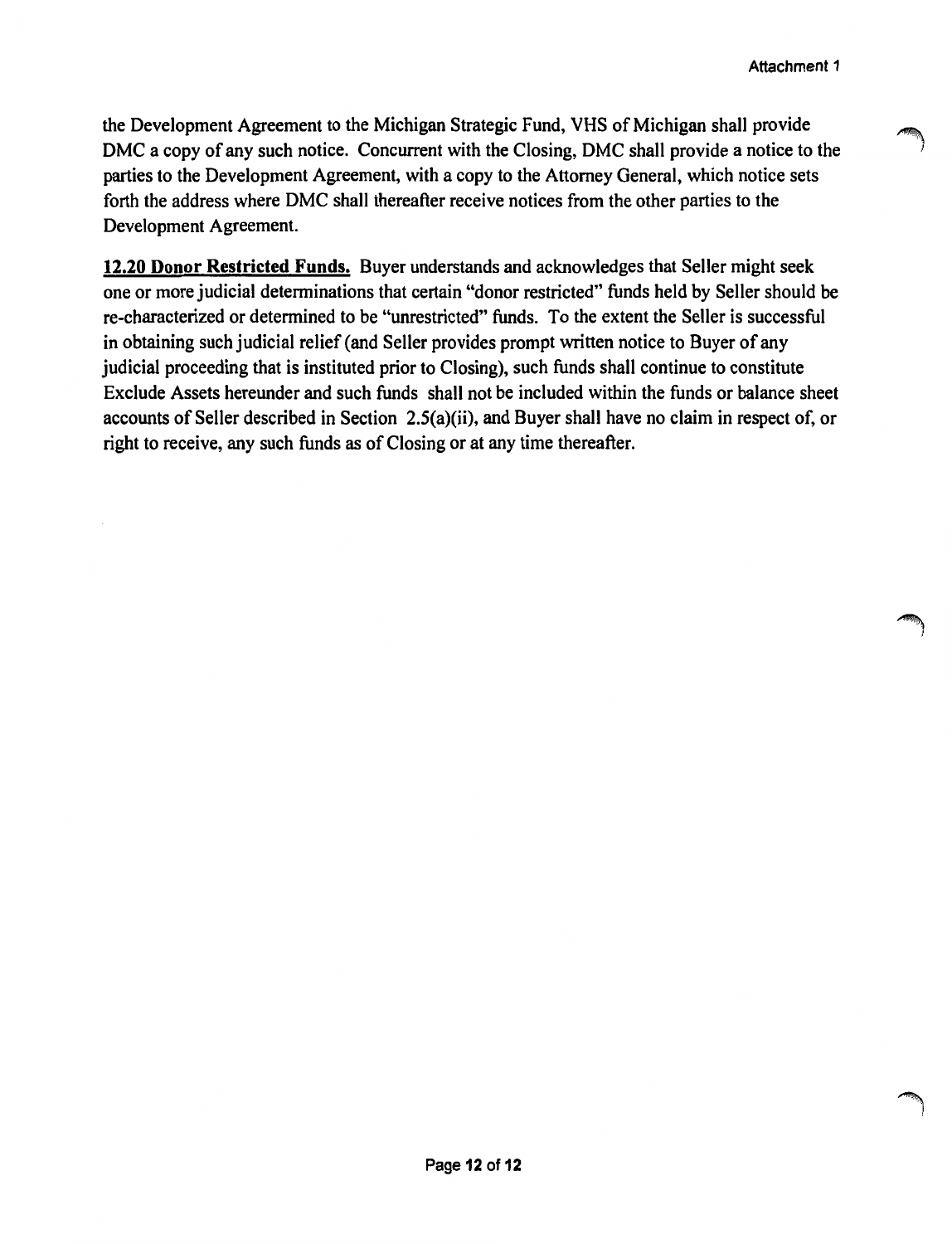the Development Agreement to the Michigan Strategic Fund, VHS of Michigan shall provide DMC a copy of any such notice. Concurrent with the Closing, DMC shall provide a notice to the parties to the Development Agreement, with a copy to the Attorney General, which notice sets forth the address where DMC shall thereafter receive notices from the other parties to the Development Agreement.

**12.20 Donor Restricted Funds.** Buyer understands and acknowledges that Seller might seek one or more judicial determinations that certain "donor restricted" funds held by Seller should be re-characterized or determined to be "unrestricted" funds. To the extent the Seller is successful in obtaining such judicial relief (and Seller provides prompt written notice to Buyer of any judicial proceeding that is instituted prior to Closing), such funds shall continue to constitute Exclude Assets hereunder and such funds shall not be included within the funds or balance sheet accounts of Seller described in Section 2.5(a)(ii), and Buyer shall have no claim in respect of, or right to receive, any such funds as of Closing or at any time thereafter.